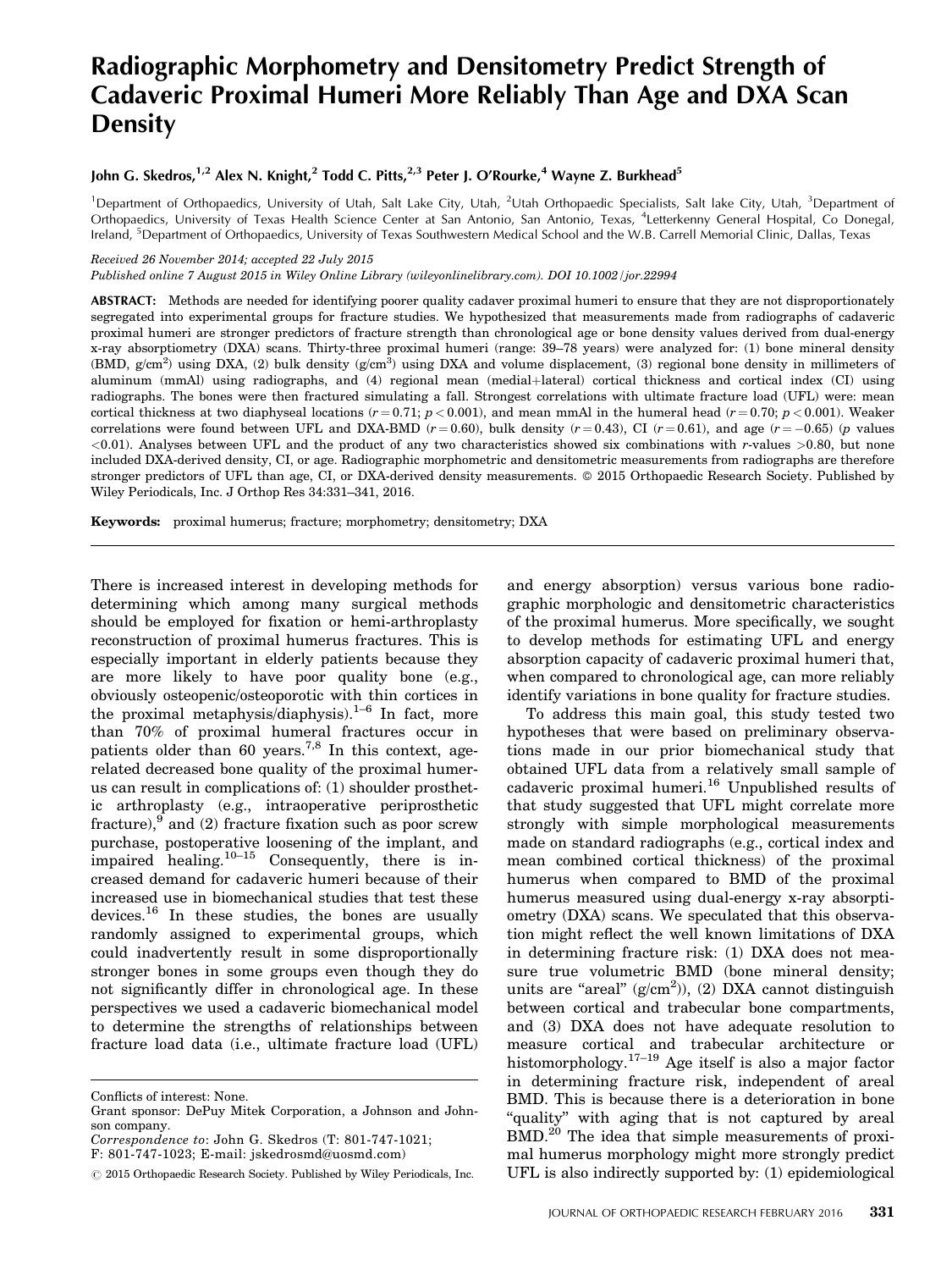# Radiographic Morphometry and Densitometry Predict Strength of Cadaveric Proximal Humeri More Reliably Than Age and DXA Scan Density

**John G. Skedros,[1,2] Alex N. Knight,[2] Todd C. Pitts,[2,3] Peter J. O'Rourke,[4] Wayne Z. Burkhead[5]**

[1]Department of Orthopaedics, University of Utah, Salt Lake City, Utah, [2]Utah Orthopaedic Specialists, Salt lake City, Utah, [3]Department of Orthopaedics, University of Texas Health Science Center at San Antonio, San Antonio, Texas, [4]Letterkenny General Hospital, Co Donegal, Ireland, [5]Department of Orthopaedics, University of Texas Southwestern Medical School and the W.B. Carrell Memorial Clinic, Dallas, Texas

*Received 26 November 2014; accepted 22 July 2015*
*Published online 7 August 2015 in Wiley Online Library (wileyonlinelibrary.com). DOI 10.1002/jor.22994*

**ABSTRACT:** Methods are needed for identifying poorer quality cadaver proximal humeri to ensure that they are not disproportionately segregated into experimental groups for fracture studies. We hypothesized that measurements made from radiographs of cadaveric proximal humeri are stronger predictors of fracture strength than chronological age or bone density values derived from dual-energy x-ray absorptiometry (DXA) scans. Thirty-three proximal humeri (range: 39–78 years) were analyzed for: (1) bone mineral density (BMD, g/cm$^2$) using DXA, (2) bulk density (g/cm$^3$) using DXA and volume displacement, (3) regional bone density in millimeters of aluminum (mmAl) using radiographs, and (4) regional mean (medial+lateral) cortical thickness and cortical index (CI) using radiographs. The bones were then fractured simulating a fall. Strongest correlations with ultimate fracture load (UFL) were: mean cortical thickness at two diaphyseal locations ($r = 0.71$; $p < 0.001$), and mean mmAl in the humeral head ($r = 0.70$; $p < 0.001$). Weaker correlations were found between UFL and DXA-BMD ($r = 0.60$), bulk density ($r = 0.43$), CI ($r = 0.61$), and age ($r = -0.65$) ($p$ values $<0.01$). Analyses between UFL and the product of any two characteristics showed six combinations with $r$-values $>0.80$, but none included DXA-derived density, CI, or age. Radiographic morphometric and densitometric measurements from radiographs are therefore stronger predictors of UFL than age, CI, or DXA-derived density measurements. © 2015 Orthopaedic Research Society. Published by Wiley Periodicals, Inc. J Orthop Res 34:331–341, 2016.

**Keywords:** proximal humerus; fracture; morphometry; densitometry; DXA

There is increased interest in developing methods for determining which among many surgical methods should be employed for fixation or hemi-arthroplasty reconstruction of proximal humerus fractures. This is especially important in elderly patients because they are more likely to have poor quality bone (e.g., obviously osteopenic/osteoporotic with thin cortices in the proximal metaphysis/diaphysis).[1–6] In fact, more than 70% of proximal humeral fractures occur in patients older than 60 years.[7,8] In this context, age-related decreased bone quality of the proximal humerus can result in complications of: (1) shoulder prosthetic arthroplasty (e.g., intraoperative periprosthetic fracture),[9] and (2) fracture fixation such as poor screw purchase, postoperative loosening of the implant, and impaired healing.[10–15] Consequently, there is increased demand for cadaveric humeri because of their increased use in biomechanical studies that test these devices.[16] In these studies, the bones are usually randomly assigned to experimental groups, which could inadvertently result in some disproportionally stronger bones in some groups even though they do not significantly differ in chronological age. In these perspectives we used a cadaveric biomechanical model to determine the strengths of relationships between fracture load data (i.e., ultimate fracture load (UFL) and energy absorption) versus various bone radiographic morphologic and densitometric characteristics of the proximal humerus. More specifically, we sought to develop methods for estimating UFL and energy absorption capacity of cadaveric proximal humeri that, when compared to chronological age, can more reliably identify variations in bone quality for fracture studies.

To address this main goal, this study tested two hypotheses that were based on preliminary observations made in our prior biomechanical study that obtained UFL data from a relatively small sample of cadaveric proximal humeri.[16] Unpublished results of that study suggested that UFL might correlate more strongly with simple morphological measurements made on standard radiographs (e.g., cortical index and mean combined cortical thickness) of the proximal humerus when compared to BMD of the proximal humerus measured using dual-energy x-ray absorptiometry (DXA) scans. We speculated that this observation might reflect the well known limitations of DXA in determining fracture risk: (1) DXA does not measure true volumetric BMD (bone mineral density; units are "areal" (g/cm$^2$)), (2) DXA cannot distinguish between cortical and trabecular bone compartments, and (3) DXA does not have adequate resolution to measure cortical and trabecular architecture or histomorphology.[17–19] Age itself is also a major factor in determining fracture risk, independent of areal BMD. This is because there is a deterioration in bone "quality" with aging that is not captured by areal BMD.[20] The idea that simple measurements of proximal humerus morphology might more strongly predict UFL is also indirectly supported by: (1) epidemiological

Conflicts of interest: None.
Grant sponsor: DePuy Mitek Corporation, a Johnson and Johnson company.
*Correspondence to:* John G. Skedros (T: 801-747-1021; F: 801-747-1023; E-mail: jskedrosmd@uosmd.com)
© 2015 Orthopaedic Research Society. Published by Wiley Periodicals, Inc.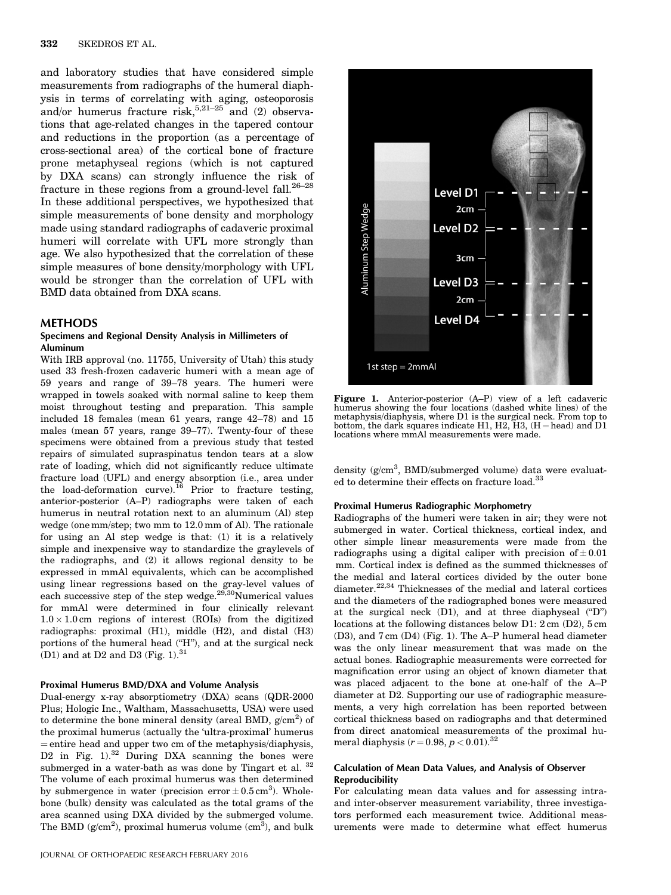and laboratory studies that have considered simple measurements from radiographs of the humeral diaphysis in terms of correlating with aging, osteoporosis and/or humerus fracture risk,[5,21–25] and (2) observations that age-related changes in the tapered contour and reductions in the proportion (as a percentage of cross-sectional area) of the cortical bone of fracture prone metaphyseal regions (which is not captured by DXA scans) can strongly influence the risk of fracture in these regions from a ground-level fall.[26–28] In these additional perspectives, we hypothesized that simple measurements of bone density and morphology made using standard radiographs of cadaveric proximal humeri will correlate with UFL more strongly than age. We also hypothesized that the correlation of these simple measures of bone density/morphology with UFL would be stronger than the correlation of UFL with BMD data obtained from DXA scans.

## METHODS

### Specimens and Regional Density Analysis in Millimeters of Aluminum

With IRB approval (no. 11755, University of Utah) this study used 33 fresh-frozen cadaveric humeri with a mean age of 59 years and range of 39–78 years. The humeri were wrapped in towels soaked with normal saline to keep them moist throughout testing and preparation. This sample included 18 females (mean 61 years, range 42–78) and 15 males (mean 57 years, range 39–77). Twenty-four of these specimens were obtained from a previous study that tested repairs of simulated supraspinatus tendon tears at a slow rate of loading, which did not significantly reduce ultimate fracture load (UFL) and energy absorption (i.e., area under the load-deformation curve).[16] Prior to fracture testing, anterior-posterior (A–P) radiographs were taken of each humerus in neutral rotation next to an aluminum (Al) step wedge (one mm/step; two mm to 12.0 mm of Al). The rationale for using an Al step wedge is that: (1) it is a relatively simple and inexpensive way to standardize the graylevels of the radiographs, and (2) it allows regional density to be expressed in mmAl equivalents, which can be accomplished using linear regressions based on the gray-level values of each successive step of the step wedge.[29,30] Numerical values for mmAl were determined in four clinically relevant $1.0 \times 1.0$ cm regions of interest (ROIs) from the digitized radiographs: proximal (H1), middle (H2), and distal (H3) portions of the humeral head ("H"), and at the surgical neck (D1) and at D2 and D3 (Fig. 1).[31]

### Proximal Humerus BMD/DXA and Volume Analysis

Dual-energy x-ray absorptiometry (DXA) scans (QDR-2000 Plus; Hologic Inc., Waltham, Massachusetts, USA) were used to determine the bone mineral density (areal BMD, g/cm$^2$) of the proximal humerus (actually the 'ultra-proximal' humerus = entire head and upper two cm of the metaphysis/diaphysis, D2 in Fig. 1).[32] During DXA scanning the bones were submerged in a water-bath as was done by Tingart et al. [32] The volume of each proximal humerus was then determined by submergence in water (precision error $\pm 0.5$ cm$^3$). Whole-bone (bulk) density was calculated as the total grams of the area scanned using DXA divided by the submerged volume. The BMD (g/cm$^2$), proximal humerus volume (cm$^3$), and bulk density (g/cm$^3$, BMD/submerged volume) data were evaluated to determine their effects on fracture load.[33]

Figure 1. Anterior-posterior (A–P) view of a left cadaveric humerus showing the four locations (dashed white lines) of the metaphysis/diaphysis, where D1 is the surgical neck. From top to bottom, the dark squares indicate H1, H2, H3, (H = head) and D1 locations where mmAl measurements were made.

### Proximal Humerus Radiographic Morphometry

Radiographs of the humeri were taken in air; they were not submerged in water. Cortical thickness, cortical index, and other simple linear measurements were made from the radiographs using a digital caliper with precision of $\pm 0.01$ mm. Cortical index is defined as the summed thicknesses of the medial and lateral cortices divided by the outer bone diameter.[22,34] Thicknesses of the medial and lateral cortices and the diameters of the radiographed bones were measured at the surgical neck (D1), and at three diaphyseal ("D") locations at the following distances below D1: 2 cm (D2), 5 cm (D3), and 7 cm (D4) (Fig. 1). The A–P humeral head diameter was the only linear measurement that was made on the actual bones. Radiographic measurements were corrected for magnification error using an object of known diameter that was placed adjacent to the bone at one-half of the A–P diameter at D2. Supporting our use of radiographic measurements, a very high correlation has been reported between cortical thickness based on radiographs and that determined from direct anatomical measurements of the proximal humeral diaphysis ($r = 0.98$, $p < 0.01$).[32]

### Calculation of Mean Data Values, and Analysis of Observer Reproducibility

For calculating mean data values and for assessing intra- and inter-observer measurement variability, three investigators performed each measurement twice. Additional measurements were made to determine what effect humerus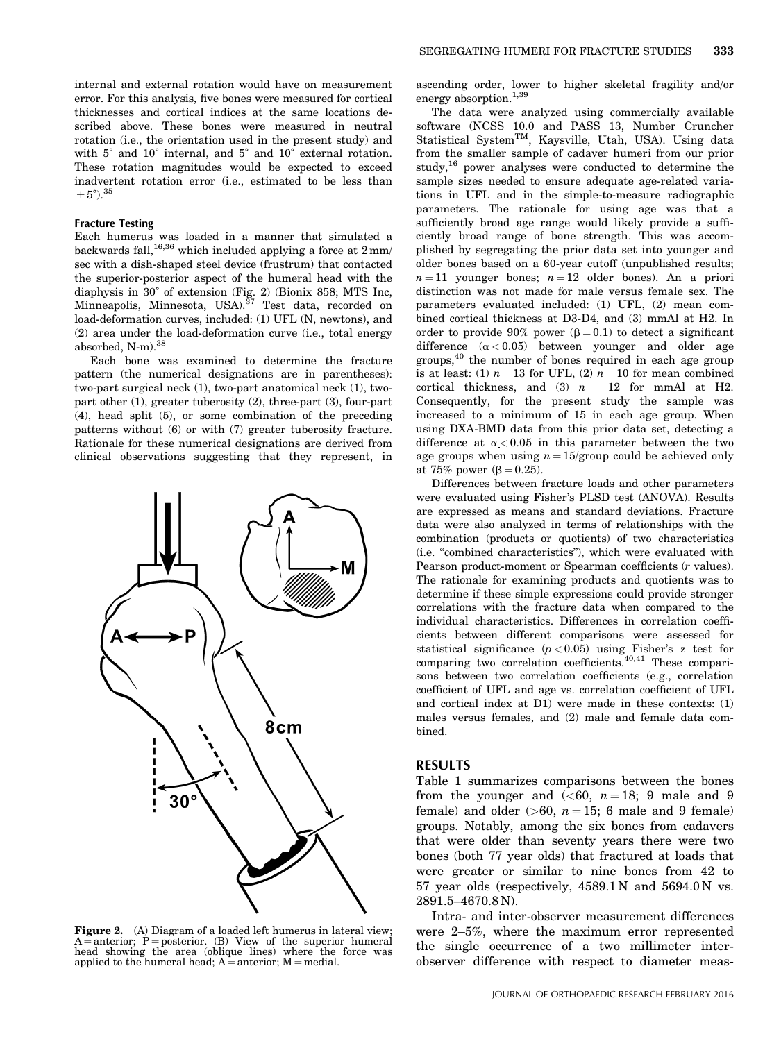internal and external rotation would have on measurement error. For this analysis, five bones were measured for cortical thicknesses and cortical indices at the same locations described above. These bones were measured in neutral rotation (i.e., the orientation used in the present study) and with 5° and 10° internal, and 5° and 10° external rotation. These rotation magnitudes would be expected to exceed inadvertent rotation error (i.e., estimated to be less than ±5°).[35]

#### Fracture Testing

Each humerus was loaded in a manner that simulated a backwards fall,[16,36] which included applying a force at 2 mm/sec with a dish-shaped steel device (frustrum) that contacted the superior-posterior aspect of the humeral head with the diaphysis in 30° of extension (Fig. 2) (Bionix 858; MTS Inc, Minneapolis, Minnesota, USA).[37] Test data, recorded on load-deformation curves, included: (1) UFL (N, newtons), and (2) area under the load-deformation curve (i.e., total energy absorbed, N-m).[38]

Each bone was examined to determine the fracture pattern (the numerical designations are in parentheses): two-part surgical neck (1), two-part anatomical neck (1), two-part other (1), greater tuberosity (2), three-part (3), four-part (4), head split (5), or some combination of the preceding patterns without (6) or with (7) greater tuberosity fracture. Rationale for these numerical designations are derived from clinical observations suggesting that they represent, in ascending order, lower to higher skeletal fragility and/or energy absorption.[1,39]

**Figure 2.** (A) Diagram of a loaded left humerus in lateral view; A = anterior; P = posterior. (B) View of the superior humeral head showing the area (oblique lines) where the force was applied to the humeral head; A = anterior; M = medial.

The data were analyzed using commercially available software (NCSS 10.0 and PASS 13, Number Cruncher Statistical System™, Kaysville, Utah, USA). Using data from the smaller sample of cadaver humeri from our prior study,[16] power analyses were conducted to determine the sample sizes needed to ensure adequate age-related variations in UFL and in the simple-to-measure radiographic parameters. The rationale for using age was that a sufficiently broad age range would likely provide a sufficiently broad range of bone strength. This was accomplished by segregating the prior data set into younger and older bones based on a 60-year cutoff (unpublished results; $n = 11$ younger bones; $n = 12$ older bones). An a priori distinction was not made for male versus female sex. The parameters evaluated included: (1) UFL, (2) mean combined cortical thickness at D3-D4, and (3) mmAl at H2. In order to provide 90% power ($\beta = 0.1$) to detect a significant difference ($\alpha < 0.05$) between younger and older age groups,[40] the number of bones required in each age group is at least: (1) $n = 13$ for UFL, (2) $n = 10$ for mean combined cortical thickness, and (3) $n = 12$ for mmAl at H2. Consequently, for the present study the sample was increased to a minimum of 15 in each age group. When using DXA-BMD data from this prior data set, detecting a difference at $\alpha < 0.05$ in this parameter between the two age groups when using $n = 15$/group could be achieved only at 75% power ($\beta = 0.25$).

Differences between fracture loads and other parameters were evaluated using Fisher's PLSD test (ANOVA). Results are expressed as means and standard deviations. Fracture data were also analyzed in terms of relationships with the combination (products or quotients) of two characteristics (i.e. "combined characteristics"), which were evaluated with Pearson product-moment or Spearman coefficients ($r$ values). The rationale for examining products and quotients was to determine if these simple expressions could provide stronger correlations with the fracture data when compared to the individual characteristics. Differences in correlation coefficients between different comparisons were assessed for statistical significance ($p < 0.05$) using Fisher's z test for comparing two correlation coefficients.[40,41] These comparisons between two correlation coefficients (e.g., correlation coefficient of UFL and age vs. correlation coefficient of UFL and cortical index at D1) were made in these contexts: (1) males versus females, and (2) male and female data combined.

## RESULTS

Table 1 summarizes comparisons between the bones from the younger and (<60, $n = 18$; 9 male and 9 female) and older (>60, $n = 15$; 6 male and 9 female) groups. Notably, among the six bones from cadavers that were older than seventy years there were two bones (both 77 year olds) that fractured at loads that were greater or similar to nine bones from 42 to 57 year olds (respectively, 4589.1 N and 5694.0 N vs. 2891.5–4670.8 N).

Intra- and inter-observer measurement differences were 2–5%, where the maximum error represented the single occurrence of a two millimeter inter-observer difference with respect to diameter meas-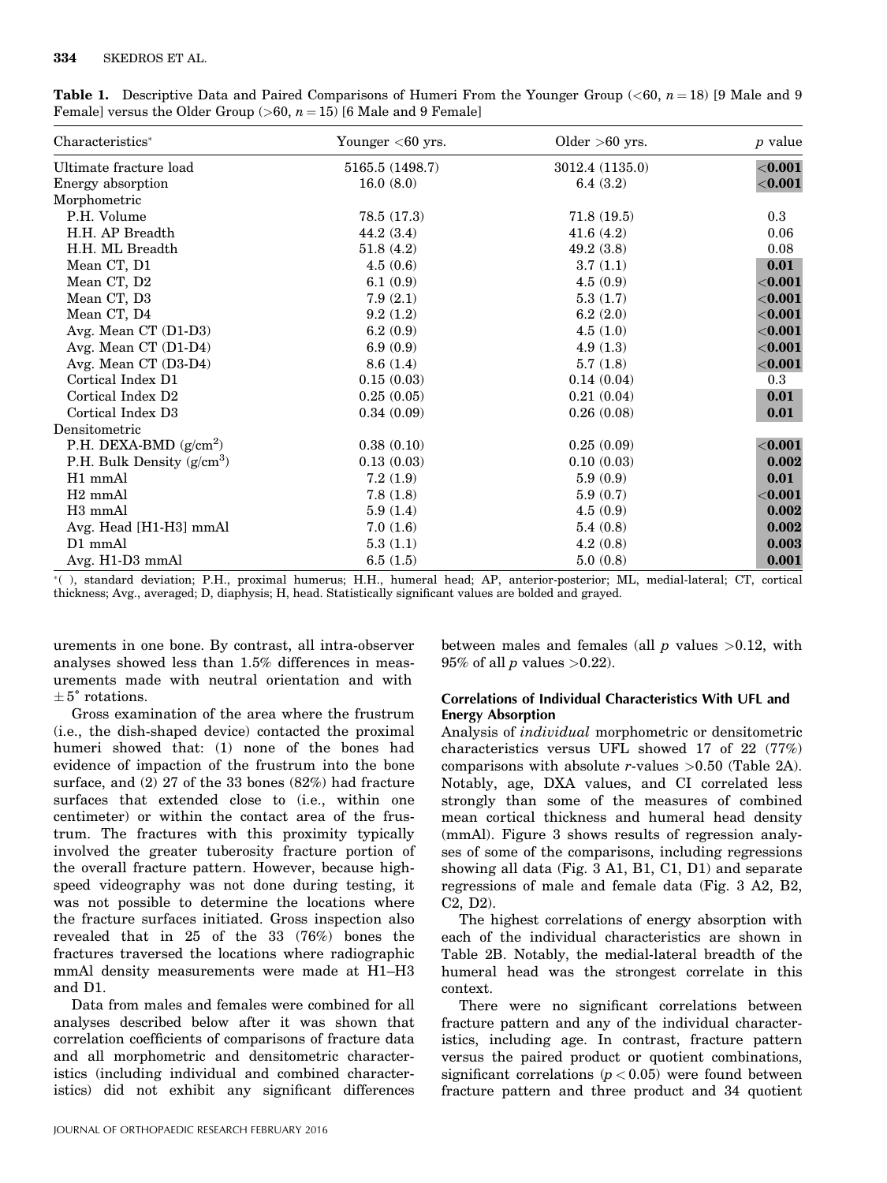**Table 1.** Descriptive Data and Paired Comparisons of Humeri From the Younger Group (<60, $n = 18$) [9 Male and 9 Female] versus the Older Group (>60, $n = 15$) [6 Male and 9 Female]

| Characteristics* | Younger <60 yrs. | Older >60 yrs. | $p$ value |
|---|---|---|---|
| Ultimate fracture load | 5165.5 (1498.7) | 3012.4 (1135.0) | **<0.001** |
| Energy absorption | 16.0 (8.0) | 6.4 (3.2) | **<0.001** |
| Morphometric | | | |
| P.H. Volume | 78.5 (17.3) | 71.8 (19.5) | 0.3 |
| H.H. AP Breadth | 44.2 (3.4) | 41.6 (4.2) | 0.06 |
| H.H. ML Breadth | 51.8 (4.2) | 49.2 (3.8) | 0.08 |
| Mean CT, D1 | 4.5 (0.6) | 3.7 (1.1) | **0.01** |
| Mean CT, D2 | 6.1 (0.9) | 4.5 (0.9) | **<0.001** |
| Mean CT, D3 | 7.9 (2.1) | 5.3 (1.7) | **<0.001** |
| Mean CT, D4 | 9.2 (1.2) | 6.2 (2.0) | **<0.001** |
| Avg. Mean CT (D1-D3) | 6.2 (0.9) | 4.5 (1.0) | **<0.001** |
| Avg. Mean CT (D1-D4) | 6.9 (0.9) | 4.9 (1.3) | **<0.001** |
| Avg. Mean CT (D3-D4) | 8.6 (1.4) | 5.7 (1.8) | **<0.001** |
| Cortical Index D1 | 0.15 (0.03) | 0.14 (0.04) | 0.3 |
| Cortical Index D2 | 0.25 (0.05) | 0.21 (0.04) | **0.01** |
| Cortical Index D3 | 0.34 (0.09) | 0.26 (0.08) | **0.01** |
| Densitometric | | | |
| P.H. DEXA-BMD (g/cm$^2$) | 0.38 (0.10) | 0.25 (0.09) | **<0.001** |
| P.H. Bulk Density (g/cm$^3$) | 0.13 (0.03) | 0.10 (0.03) | **0.002** |
| H1 mmAl | 7.2 (1.9) | 5.9 (0.9) | **0.01** |
| H2 mmAl | 7.8 (1.8) | 5.9 (0.7) | **<0.001** |
| H3 mmAl | 5.9 (1.4) | 4.5 (0.9) | **0.002** |
| Avg. Head [H1-H3] mmAl | 7.0 (1.6) | 5.4 (0.8) | **0.002** |
| D1 mmAl | 5.3 (1.1) | 4.2 (0.8) | **0.003** |
| Avg. H1-D3 mmAl | 6.5 (1.5) | 5.0 (0.8) | **0.001** |

*( ), standard deviation; P.H., proximal humerus; H.H., humeral head; AP, anterior-posterior; ML, medial-lateral; CT, cortical thickness; Avg., averaged; D, diaphysis; H, head. Statistically significant values are bolded and grayed.

urements in one bone. By contrast, all intra-observer analyses showed less than 1.5% differences in measurements made with neutral orientation and with $\pm 5^\circ$ rotations.

Gross examination of the area where the frustrum (i.e., the dish-shaped device) contacted the proximal humeri showed that: (1) none of the bones had evidence of impaction of the frustrum into the bone surface, and (2) 27 of the 33 bones (82%) had fracture surfaces that extended close to (i.e., within one centimeter) or within the contact area of the frustrum. The fractures with this proximity typically involved the greater tuberosity fracture portion of the overall fracture pattern. However, because high-speed videography was not done during testing, it was not possible to determine the locations where the fracture surfaces initiated. Gross inspection also revealed that in 25 of the 33 (76%) bones the fractures traversed the locations where radiographic mmAl density measurements were made at H1–H3 and D1.

Data from males and females were combined for all analyses described below after it was shown that correlation coefficients of comparisons of fracture data and all morphometric and densitometric characteristics (including individual and combined characteristics) did not exhibit any significant differences between males and females (all $p$ values >0.12, with 95% of all $p$ values >0.22).

### Correlations of Individual Characteristics With UFL and Energy Absorption

Analysis of *individual* morphometric or densitometric characteristics versus UFL showed 17 of 22 (77%) comparisons with absolute $r$-values >0.50 (Table 2A). Notably, age, DXA values, and CI correlated less strongly than some of the measures of combined mean cortical thickness and humeral head density (mmAl). Figure 3 shows results of regression analyses of some of the comparisons, including regressions showing all data (Fig. 3 A1, B1, C1, D1) and separate regressions of male and female data (Fig. 3 A2, B2, C2, D2).

The highest correlations of energy absorption with each of the individual characteristics are shown in Table 2B. Notably, the medial-lateral breadth of the humeral head was the strongest correlate in this context.

There were no significant correlations between fracture pattern and any of the individual characteristics, including age. In contrast, fracture pattern versus the paired product or quotient combinations, significant correlations ($p < 0.05$) were found between fracture pattern and three product and 34 quotient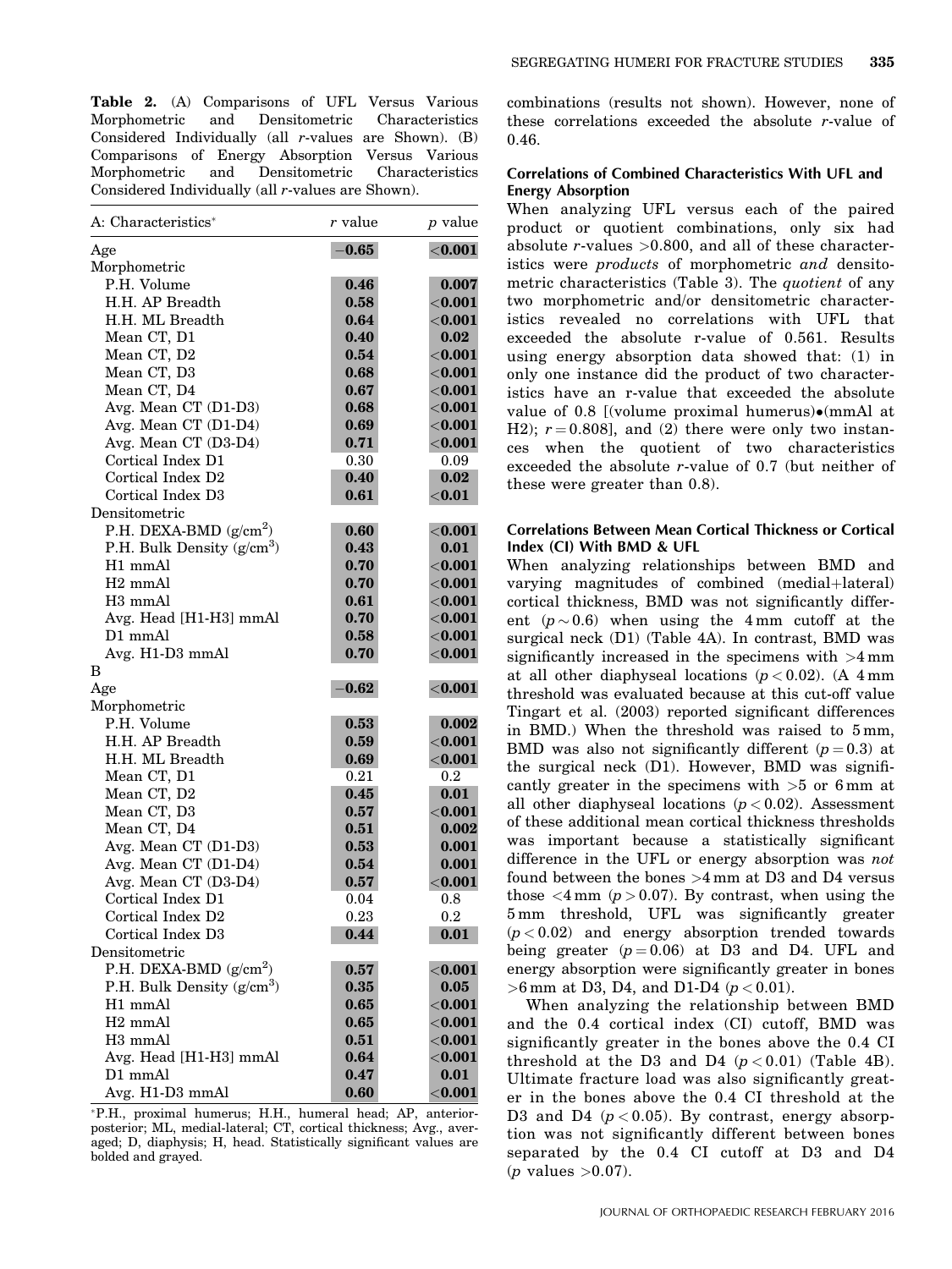**Table 2.** (A) Comparisons of UFL Versus Various Morphometric and Densitometric Characteristics Considered Individually (all *r*-values are Shown). (B) Comparisons of Energy Absorption Versus Various Morphometric and Densitometric Characteristics Considered Individually (all *r*-values are Shown).

| A: Characteristics* | *r* value | *p* value |
|---|---|---|
| Age | **−0.65** | **<0.001** |
| Morphometric | | |
| P.H. Volume | **0.46** | **0.007** |
| H.H. AP Breadth | **0.58** | **<0.001** |
| H.H. ML Breadth | **0.64** | **<0.001** |
| Mean CT, D1 | **0.40** | **0.02** |
| Mean CT, D2 | **0.54** | **<0.001** |
| Mean CT, D3 | **0.68** | **<0.001** |
| Mean CT, D4 | **0.67** | **<0.001** |
| Avg. Mean CT (D1-D3) | **0.68** | **<0.001** |
| Avg. Mean CT (D1-D4) | **0.69** | **<0.001** |
| Avg. Mean CT (D3-D4) | **0.71** | **<0.001** |
| Cortical Index D1 | 0.30 | 0.09 |
| Cortical Index D2 | **0.40** | **0.02** |
| Cortical Index D3 | **0.61** | **<0.01** |
| Densitometric | | |
| P.H. DEXA-BMD (g/cm$^2$) | **0.60** | **<0.001** |
| P.H. Bulk Density (g/cm$^3$) | **0.43** | **0.01** |
| H1 mmAl | **0.70** | **<0.001** |
| H2 mmAl | **0.70** | **<0.001** |
| H3 mmAl | **0.61** | **<0.001** |
| Avg. Head [H1-H3] mmAl | **0.70** | **<0.001** |
| D1 mmAl | **0.58** | **<0.001** |
| Avg. H1-D3 mmAl | **0.70** | **<0.001** |
| B | | |
| Age | **−0.62** | **<0.001** |
| Morphometric | | |
| P.H. Volume | **0.53** | **0.002** |
| H.H. AP Breadth | **0.59** | **<0.001** |
| H.H. ML Breadth | **0.69** | **<0.001** |
| Mean CT, D1 | 0.21 | 0.2 |
| Mean CT, D2 | **0.45** | **0.01** |
| Mean CT, D3 | **0.57** | **<0.001** |
| Mean CT, D4 | **0.51** | **0.002** |
| Avg. Mean CT (D1-D3) | **0.53** | **0.001** |
| Avg. Mean CT (D1-D4) | **0.54** | **0.001** |
| Avg. Mean CT (D3-D4) | **0.57** | **<0.001** |
| Cortical Index D1 | 0.04 | 0.8 |
| Cortical Index D2 | 0.23 | 0.2 |
| Cortical Index D3 | **0.44** | **0.01** |
| Densitometric | | |
| P.H. DEXA-BMD (g/cm$^2$) | **0.57** | **<0.001** |
| P.H. Bulk Density (g/cm$^3$) | **0.35** | **0.05** |
| H1 mmAl | **0.65** | **<0.001** |
| H2 mmAl | **0.65** | **<0.001** |
| H3 mmAl | **0.51** | **<0.001** |
| Avg. Head [H1-H3] mmAl | **0.64** | **<0.001** |
| D1 mmAl | **0.47** | **0.01** |
| Avg. H1-D3 mmAl | **0.60** | **<0.001** |

*P.H., proximal humerus; H.H., humeral head; AP, anterior-posterior; ML, medial-lateral; CT, cortical thickness; Avg., averaged; D, diaphysis; H, head. Statistically significant values are bolded and grayed.

combinations (results not shown). However, none of these correlations exceeded the absolute *r*-value of 0.46.

### Correlations of Combined Characteristics With UFL and Energy Absorption

When analyzing UFL versus each of the paired product or quotient combinations, only six had absolute *r*-values >0.800, and all of these characteristics were *products* of morphometric *and* densitometric characteristics (Table 3). The *quotient* of any two morphometric and/or densitometric characteristics revealed no correlations with UFL that exceeded the absolute r-value of 0.561. Results using energy absorption data showed that: (1) in only one instance did the product of two characteristics have an r-value that exceeded the absolute value of 0.8 [(volume proximal humerus)•(mmAl at H2); $r = 0.808$], and (2) there were only two instances when the quotient of two characteristics exceeded the absolute *r*-value of 0.7 (but neither of these were greater than 0.8).

### Correlations Between Mean Cortical Thickness or Cortical Index (CI) With BMD & UFL

When analyzing relationships between BMD and varying magnitudes of combined (medial+lateral) cortical thickness, BMD was not significantly different ($p \sim 0.6$) when using the 4 mm cutoff at the surgical neck (D1) (Table 4A). In contrast, BMD was significantly increased in the specimens with >4 mm at all other diaphyseal locations ($p < 0.02$). (A 4 mm threshold was evaluated because at this cut-off value Tingart et al. (2003) reported significant differences in BMD.) When the threshold was raised to 5 mm, BMD was also not significantly different ($p = 0.3$) at the surgical neck (D1). However, BMD was significantly greater in the specimens with >5 or 6 mm at all other diaphyseal locations ($p < 0.02$). Assessment of these additional mean cortical thickness thresholds was important because a statistically significant difference in the UFL or energy absorption was *not* found between the bones >4 mm at D3 and D4 versus those <4 mm ($p > 0.07$). By contrast, when using the 5 mm threshold, UFL was significantly greater ($p < 0.02$) and energy absorption trended towards being greater ($p = 0.06$) at D3 and D4. UFL and energy absorption were significantly greater in bones >6 mm at D3, D4, and D1-D4 ($p < 0.01$).

When analyzing the relationship between BMD and the 0.4 cortical index (CI) cutoff, BMD was significantly greater in the bones above the 0.4 CI threshold at the D3 and D4 ($p < 0.01$) (Table 4B). Ultimate fracture load was also significantly greater in the bones above the 0.4 CI threshold at the D3 and D4 ($p < 0.05$). By contrast, energy absorption was not significantly different between bones separated by the 0.4 CI cutoff at D3 and D4 (*p* values >0.07).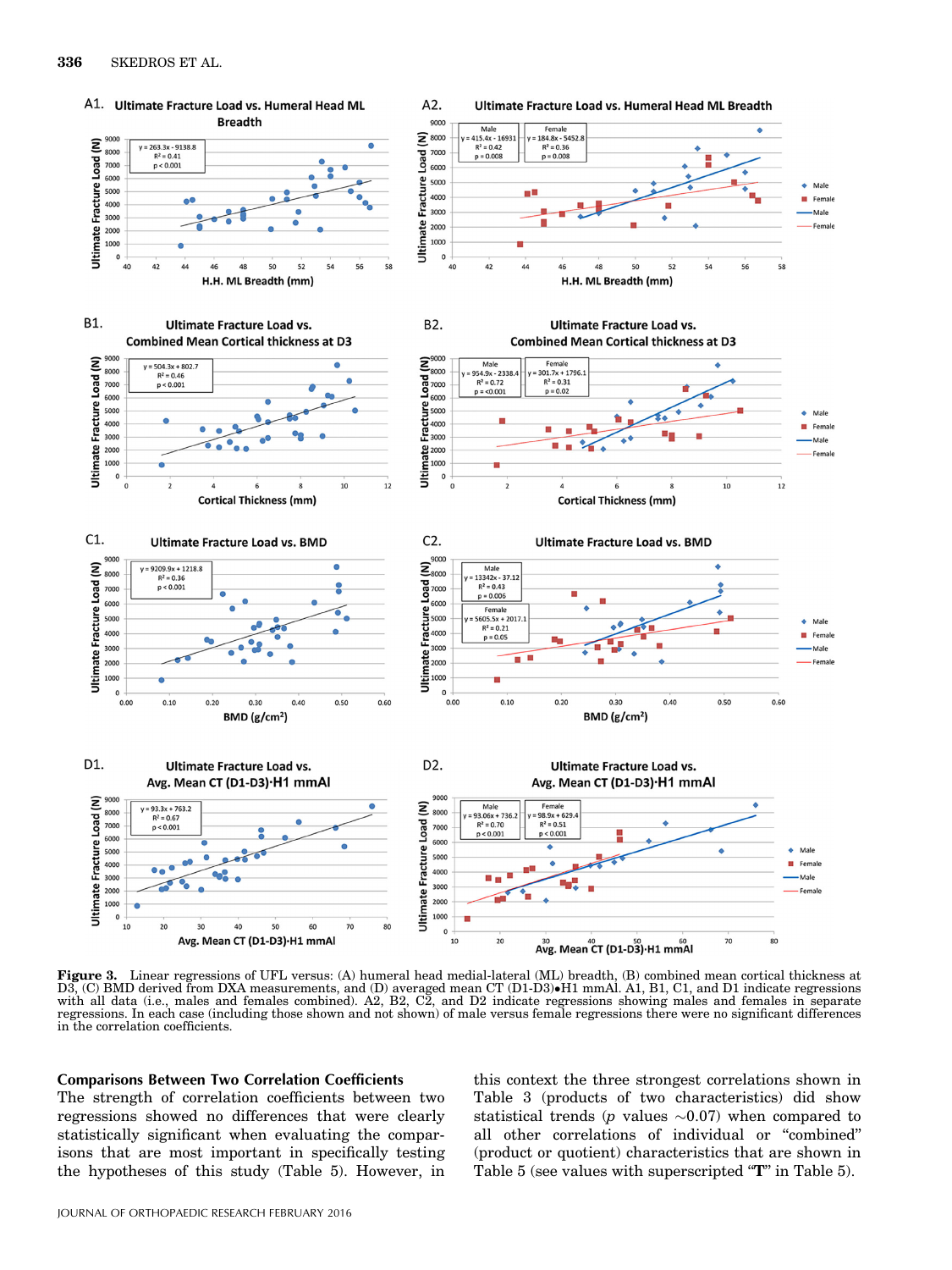**Figure 3.** Linear regressions of UFL versus: (A) humeral head medial-lateral (ML) breadth, (B) combined mean cortical thickness at D3, (C) BMD derived from DXA measurements, and (D) averaged mean CT (D1-D3)•H1 mmAl. A1, B1, C1, and D1 indicate regressions with all data (i.e., males and females combined). A2, B2, C2, and D2 indicate regressions showing males and females in separate regressions. In each case (including those shown and not shown) of male versus female regressions there were no significant differences in the correlation coefficients.

## Comparisons Between Two Correlation Coefficients

The strength of correlation coefficients between two regressions showed no differences that were clearly statistically significant when evaluating the comparisons that are most important in specifically testing the hypotheses of this study (Table 5). However, in this context the three strongest correlations shown in Table 3 (products of two characteristics) did show statistical trends ($p$ values ~0.07) when compared to all other correlations of individual or "combined" (product or quotient) characteristics that are shown in Table 5 (see values with superscripted "**T**" in Table 5).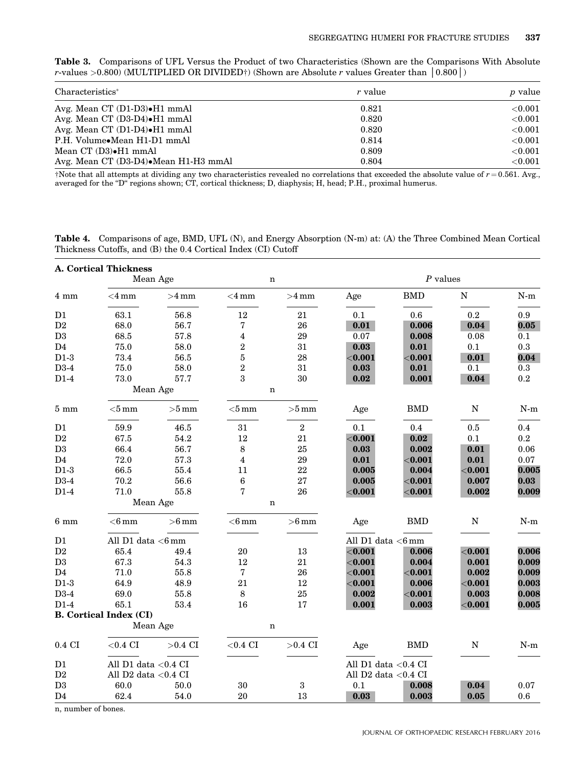**Table 3.** Comparisons of UFL Versus the Product of two Characteristics (Shown are the Comparisons With Absolute *r*-values >0.800) (MULTIPLIED OR DIVIDED†) (Shown are Absolute *r* values Greater than |0.800|)

| Characteristics* | *r* value | *p* value |
|---|---|---|
| Avg. Mean CT (D1-D3)•H1 mmAl | 0.821 | <0.001 |
| Avg. Mean CT (D3-D4)•H1 mmAl | 0.820 | <0.001 |
| Avg. Mean CT (D1-D4)•H1 mmAl | 0.820 | <0.001 |
| P.H. Volume•Mean H1-D1 mmAl | 0.814 | <0.001 |
| Mean CT (D3)•H1 mmAl | 0.809 | <0.001 |
| Avg. Mean CT (D3-D4)•Mean H1-H3 mmAl | 0.804 | <0.001 |

†Note that all attempts at dividing any two characteristics revealed no correlations that exceeded the absolute value of $r = 0.561$. Avg., averaged for the "D" regions shown; CT, cortical thickness; D, diaphysis; H, head; P.H., proximal humerus.

**Table 4.** Comparisons of age, BMD, UFL (N), and Energy Absorption (N-m) at: (A) the Three Combined Mean Cortical Thickness Cutoffs, and (B) the 0.4 Cortical Index (CI) Cutoff

| **A. Cortical Thickness** | Mean Age | | n | | *P* values | | | |
|---|---|---|---|---|---|---|---|---|
| 4 mm | <4 mm | >4 mm | <4 mm | >4 mm | Age | BMD | N | N-m |
| D1 | 63.1 | 56.8 | 12 | 21 | 0.1 | 0.6 | 0.2 | 0.9 |
| D2 | 68.0 | 56.7 | 7 | 26 | **0.01** | **0.006** | **0.04** | **0.05** |
| D3 | 68.5 | 57.8 | 4 | 29 | 0.07 | **0.008** | 0.08 | 0.1 |
| D4 | 75.0 | 58.0 | 2 | 31 | **0.03** | **0.01** | 0.1 | 0.3 |
| D1-3 | 73.4 | 56.5 | 5 | 28 | **<0.001** | **<0.001** | **0.01** | **0.04** |
| D3-4 | 75.0 | 58.0 | 2 | 31 | **0.03** | **0.01** | 0.1 | 0.3 |
| D1-4 | 73.0 | 57.7 | 3 | 30 | **0.02** | **0.001** | **0.04** | 0.2 |
| | Mean Age | | n | | | | | |
| 5 mm | <5 mm | >5 mm | <5 mm | >5 mm | Age | BMD | N | N-m |
| D1 | 59.9 | 46.5 | 31 | 2 | 0.1 | 0.4 | 0.5 | 0.4 |
| D2 | 67.5 | 54.2 | 12 | 21 | **<0.001** | **0.02** | 0.1 | 0.2 |
| D3 | 66.4 | 56.7 | 8 | 25 | **0.03** | **0.002** | **0.01** | 0.06 |
| D4 | 72.0 | 57.3 | 4 | 29 | **0.01** | **<0.001** | **0.01** | 0.07 |
| D1-3 | 66.5 | 55.4 | 11 | 22 | **0.005** | **0.004** | **<0.001** | **0.005** |
| D3-4 | 70.2 | 56.6 | 6 | 27 | **0.005** | **<0.001** | **0.007** | **0.03** |
| D1-4 | 71.0 | 55.8 | 7 | 26 | **<0.001** | **<0.001** | **0.002** | **0.009** |
| | Mean Age | | n | | | | | |
| 6 mm | <6 mm | >6 mm | <6 mm | >6 mm | Age | BMD | N | N-m |
| D1 | All D1 data <6 mm | | | | All D1 data <6 mm | | | |
| D2 | 65.4 | 49.4 | 20 | 13 | **<0.001** | **0.006** | **<0.001** | **0.006** |
| D3 | 67.3 | 54.3 | 12 | 21 | **<0.001** | **0.004** | **0.001** | **0.009** |
| D4 | 71.0 | 55.8 | 7 | 26 | **<0.001** | **<0.001** | **0.002** | **0.009** |
| D1-3 | 64.9 | 48.9 | 21 | 12 | **<0.001** | **0.006** | **<0.001** | **0.003** |
| D3-4 | 69.0 | 55.8 | 8 | 25 | **0.002** | **<0.001** | **0.003** | **0.008** |
| D1-4 | 65.1 | 53.4 | 16 | 17 | **0.001** | **0.003** | **<0.001** | **0.005** |
| **B. Cortical Index (CI)** | | | | | | | | |
| | Mean Age | | n | | | | | |
| 0.4 CI | <0.4 CI | >0.4 CI | <0.4 CI | >0.4 CI | Age | BMD | N | N-m |
| D1 | All D1 data <0.4 CI | | | | All D1 data <0.4 CI | | | |
| D2 | All D2 data <0.4 CI | | | | All D2 data <0.4 CI | | | |
| D3 | 60.0 | 50.0 | 30 | 3 | 0.1 | **0.008** | **0.04** | 0.07 |
| D4 | 62.4 | 54.0 | 20 | 13 | **0.03** | **0.003** | **0.05** | 0.6 |

n, number of bones.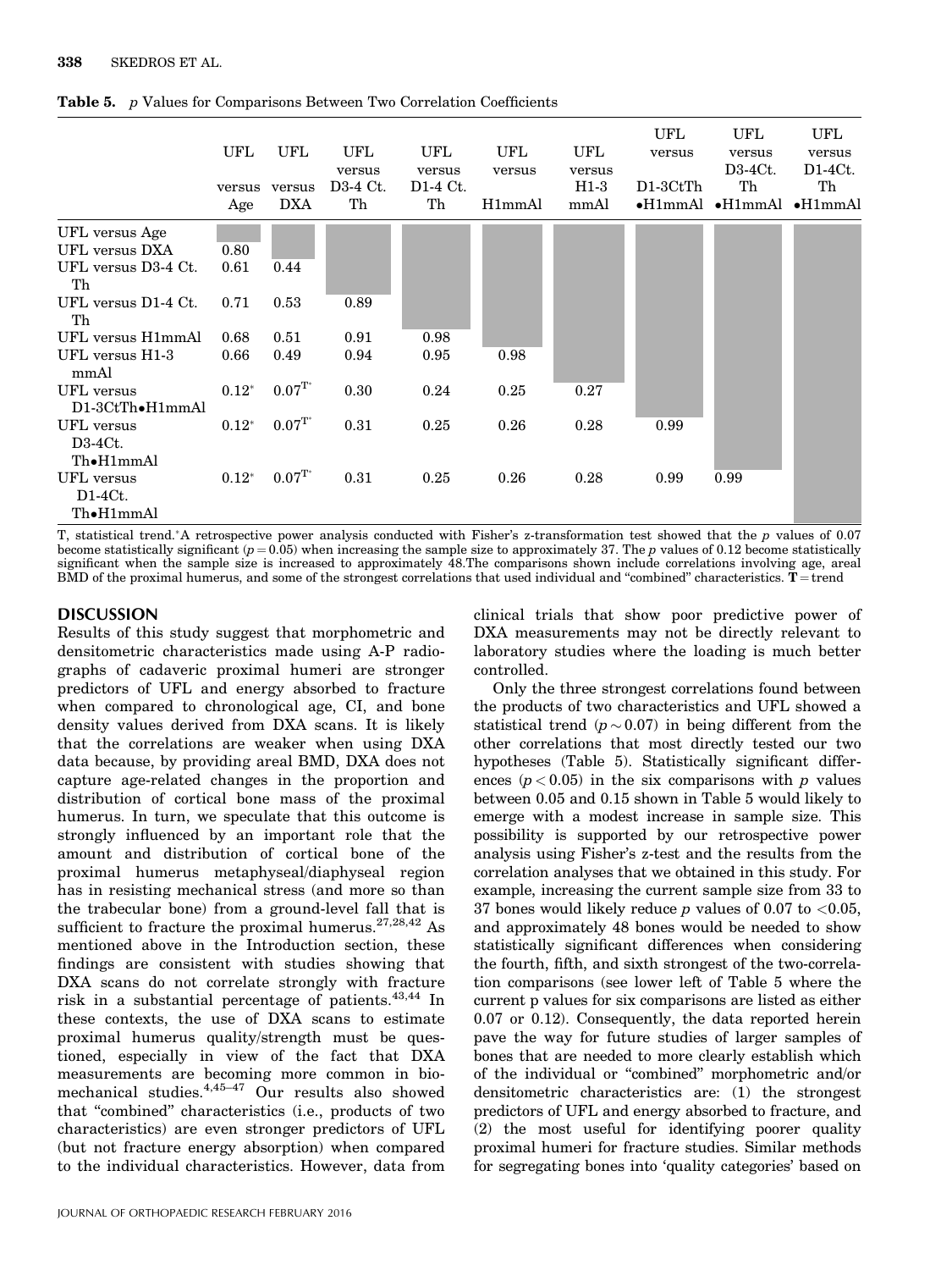**Table 5.** *p* Values for Comparisons Between Two Correlation Coefficients

| | UFL versus Age | UFL versus DXA | UFL versus D3-4 Ct. Th | UFL versus D1-4 Ct. Th | UFL versus H1mmAl | UFL versus H1-3 mmAl | UFL versus D1-3CtTh •H1mmAl | UFL versus D3-4Ct. Th •H1mmAl | UFL versus D1-4Ct. Th •H1mmAl |
|---|---|---|---|---|---|---|---|---|---|
| UFL versus Age | | | | | | | | | |
| UFL versus DXA | 0.80 | | | | | | | | |
| UFL versus D3-4 Ct. Th | 0.61 | 0.44 | | | | | | | |
| UFL versus D1-4 Ct. Th | 0.71 | 0.53 | 0.89 | | | | | | |
| UFL versus H1mmAl | 0.68 | 0.51 | 0.91 | 0.98 | | | | | |
| UFL versus H1-3 mmAl | 0.66 | 0.49 | 0.94 | 0.95 | 0.98 | | | | |
| UFL versus D1-3CtTh•H1mmAl | 0.12* | 0.07T* | 0.30 | 0.24 | 0.25 | 0.27 | | | |
| UFL versus D3-4Ct. Th•H1mmAl | 0.12* | 0.07T* | 0.31 | 0.25 | 0.26 | 0.28 | 0.99 | | |
| UFL versus D1-4Ct. Th•H1mmAl | 0.12* | 0.07T* | 0.31 | 0.25 | 0.26 | 0.28 | 0.99 | 0.99 | |

T, statistical trend.*A retrospective power analysis conducted with Fisher's z-transformation test showed that the *p* values of 0.07 become statistically significant ($p = 0.05$) when increasing the sample size to approximately 37. The *p* values of 0.12 become statistically significant when the sample size is increased to approximately 48.The comparisons shown include correlations involving age, areal BMD of the proximal humerus, and some of the strongest correlations that used individual and "combined" characteristics. **T** = trend

## DISCUSSION

Results of this study suggest that morphometric and densitometric characteristics made using A-P radiographs of cadaveric proximal humeri are stronger predictors of UFL and energy absorbed to fracture when compared to chronological age, CI, and bone density values derived from DXA scans. It is likely that the correlations are weaker when using DXA data because, by providing areal BMD, DXA does not capture age-related changes in the proportion and distribution of cortical bone mass of the proximal humerus. In turn, we speculate that this outcome is strongly influenced by an important role that the amount and distribution of cortical bone of the proximal humerus metaphyseal/diaphyseal region has in resisting mechanical stress (and more so than the trabecular bone) from a ground-level fall that is sufficient to fracture the proximal humerus.[27,28,42] As mentioned above in the Introduction section, these findings are consistent with studies showing that DXA scans do not correlate strongly with fracture risk in a substantial percentage of patients.[43,44] In these contexts, the use of DXA scans to estimate proximal humerus quality/strength must be questioned, especially in view of the fact that DXA measurements are becoming more common in biomechanical studies.[4,45–47] Our results also showed that "combined" characteristics (i.e., products of two characteristics) are even stronger predictors of UFL (but not fracture energy absorption) when compared to the individual characteristics. However, data from clinical trials that show poor predictive power of DXA measurements may not be directly relevant to laboratory studies where the loading is much better controlled.

Only the three strongest correlations found between the products of two characteristics and UFL showed a statistical trend ($p \sim 0.07$) in being different from the other correlations that most directly tested our two hypotheses (Table 5). Statistically significant differences ($p < 0.05$) in the six comparisons with *p* values between 0.05 and 0.15 shown in Table 5 would likely to emerge with a modest increase in sample size. This possibility is supported by our retrospective power analysis using Fisher's z-test and the results from the correlation analyses that we obtained in this study. For example, increasing the current sample size from 33 to 37 bones would likely reduce *p* values of 0.07 to $<$0.05, and approximately 48 bones would be needed to show statistically significant differences when considering the fourth, fifth, and sixth strongest of the two-correlation comparisons (see lower left of Table 5 where the current p values for six comparisons are listed as either 0.07 or 0.12). Consequently, the data reported herein pave the way for future studies of larger samples of bones that are needed to more clearly establish which of the individual or "combined" morphometric and/or densitometric characteristics are: (1) the strongest predictors of UFL and energy absorbed to fracture, and (2) the most useful for identifying poorer quality proximal humeri for fracture studies. Similar methods for segregating bones into 'quality categories' based on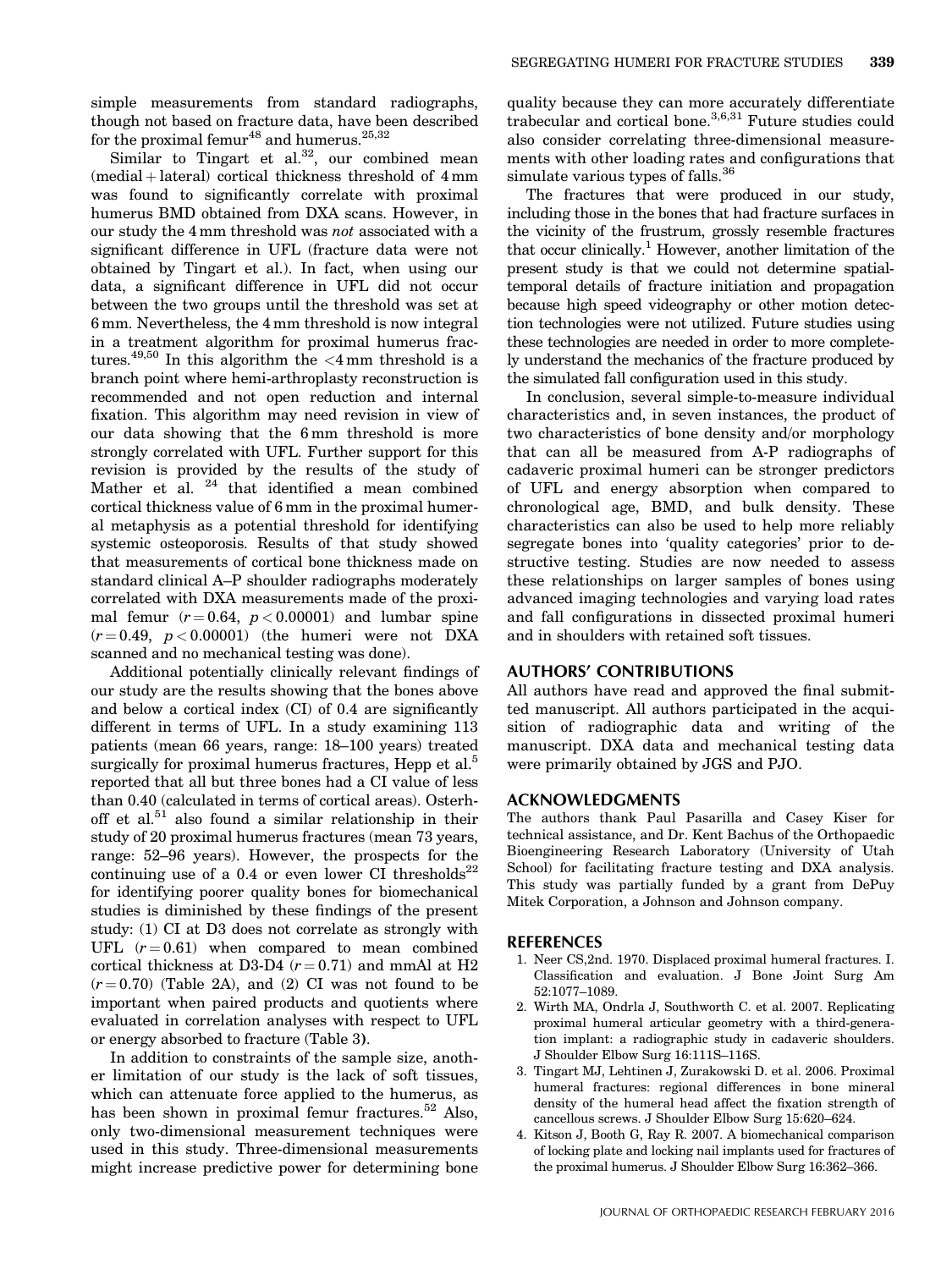simple measurements from standard radiographs, though not based on fracture data, have been described for the proximal femur[48] and humerus.[25,32]

Similar to Tingart et al.[32], our combined mean (medial + lateral) cortical thickness threshold of 4 mm was found to significantly correlate with proximal humerus BMD obtained from DXA scans. However, in our study the 4 mm threshold was *not* associated with a significant difference in UFL (fracture data were not obtained by Tingart et al.). In fact, when using our data, a significant difference in UFL did not occur between the two groups until the threshold was set at 6 mm. Nevertheless, the 4 mm threshold is now integral in a treatment algorithm for proximal humerus fractures.[49,50] In this algorithm the <4 mm threshold is a branch point where hemi-arthroplasty reconstruction is recommended and not open reduction and internal fixation. This algorithm may need revision in view of our data showing that the 6 mm threshold is more strongly correlated with UFL. Further support for this revision is provided by the results of the study of Mather et al. [24] that identified a mean combined cortical thickness value of 6 mm in the proximal humeral metaphysis as a potential threshold for identifying systemic osteoporosis. Results of that study showed that measurements of cortical bone thickness made on standard clinical A–P shoulder radiographs moderately correlated with DXA measurements made of the proximal femur ($r = 0.64$, $p < 0.00001$) and lumbar spine ($r = 0.49$, $p < 0.00001$) (the humeri were not DXA scanned and no mechanical testing was done).

Additional potentially clinically relevant findings of our study are the results showing that the bones above and below a cortical index (CI) of 0.4 are significantly different in terms of UFL. In a study examining 113 patients (mean 66 years, range: 18–100 years) treated surgically for proximal humerus fractures, Hepp et al.[5] reported that all but three bones had a CI value of less than 0.40 (calculated in terms of cortical areas). Osterhoff et al.[51] also found a similar relationship in their study of 20 proximal humerus fractures (mean 73 years, range: 52–96 years). However, the prospects for the continuing use of a 0.4 or even lower CI thresholds[22] for identifying poorer quality bones for biomechanical studies is diminished by these findings of the present study: (1) CI at D3 does not correlate as strongly with UFL ($r = 0.61$) when compared to mean combined cortical thickness at D3-D4 ($r = 0.71$) and mmAl at H2 ($r = 0.70$) (Table 2A), and (2) CI was not found to be important when paired products and quotients where evaluated in correlation analyses with respect to UFL or energy absorbed to fracture (Table 3).

In addition to constraints of the sample size, another limitation of our study is the lack of soft tissues, which can attenuate force applied to the humerus, as has been shown in proximal femur fractures.[52] Also, only two-dimensional measurement techniques were used in this study. Three-dimensional measurements might increase predictive power for determining bone quality because they can more accurately differentiate trabecular and cortical bone.[3,6,31] Future studies could also consider correlating three-dimensional measurements with other loading rates and configurations that simulate various types of falls.[36]

The fractures that were produced in our study, including those in the bones that had fracture surfaces in the vicinity of the frustrum, grossly resemble fractures that occur clinically.[1] However, another limitation of the present study is that we could not determine spatial-temporal details of fracture initiation and propagation because high speed videography or other motion detection technologies were not utilized. Future studies using these technologies are needed in order to more completely understand the mechanics of the fracture produced by the simulated fall configuration used in this study.

In conclusion, several simple-to-measure individual characteristics and, in seven instances, the product of two characteristics of bone density and/or morphology that can all be measured from A-P radiographs of cadaveric proximal humeri can be stronger predictors of UFL and energy absorption when compared to chronological age, BMD, and bulk density. These characteristics can also be used to help more reliably segregate bones into 'quality categories' prior to destructive testing. Studies are now needed to assess these relationships on larger samples of bones using advanced imaging technologies and varying load rates and fall configurations in dissected proximal humeri and in shoulders with retained soft tissues.

## AUTHORS' CONTRIBUTIONS

All authors have read and approved the final submitted manuscript. All authors participated in the acquisition of radiographic data and writing of the manuscript. DXA data and mechanical testing data were primarily obtained by JGS and PJO.

## ACKNOWLEDGMENTS

The authors thank Paul Pasarilla and Casey Kiser for technical assistance, and Dr. Kent Bachus of the Orthopaedic Bioengineering Research Laboratory (University of Utah School) for facilitating fracture testing and DXA analysis. This study was partially funded by a grant from DePuy Mitek Corporation, a Johnson and Johnson company.

## REFERENCES

1. Neer CS,2nd. 1970. Displaced proximal humeral fractures. I. Classification and evaluation. J Bone Joint Surg Am 52:1077–1089.
2. Wirth MA, Ondrla J, Southworth C. et al. 2007. Replicating proximal humeral articular geometry with a third-generation implant: a radiographic study in cadaveric shoulders. J Shoulder Elbow Surg 16:111S–116S.
3. Tingart MJ, Lehtinen J, Zurakowski D. et al. 2006. Proximal humeral fractures: regional differences in bone mineral density of the humeral head affect the fixation strength of cancellous screws. J Shoulder Elbow Surg 15:620–624.
4. Kitson J, Booth G, Ray R. 2007. A biomechanical comparison of locking plate and locking nail implants used for fractures of the proximal humerus. J Shoulder Elbow Surg 16:362–366.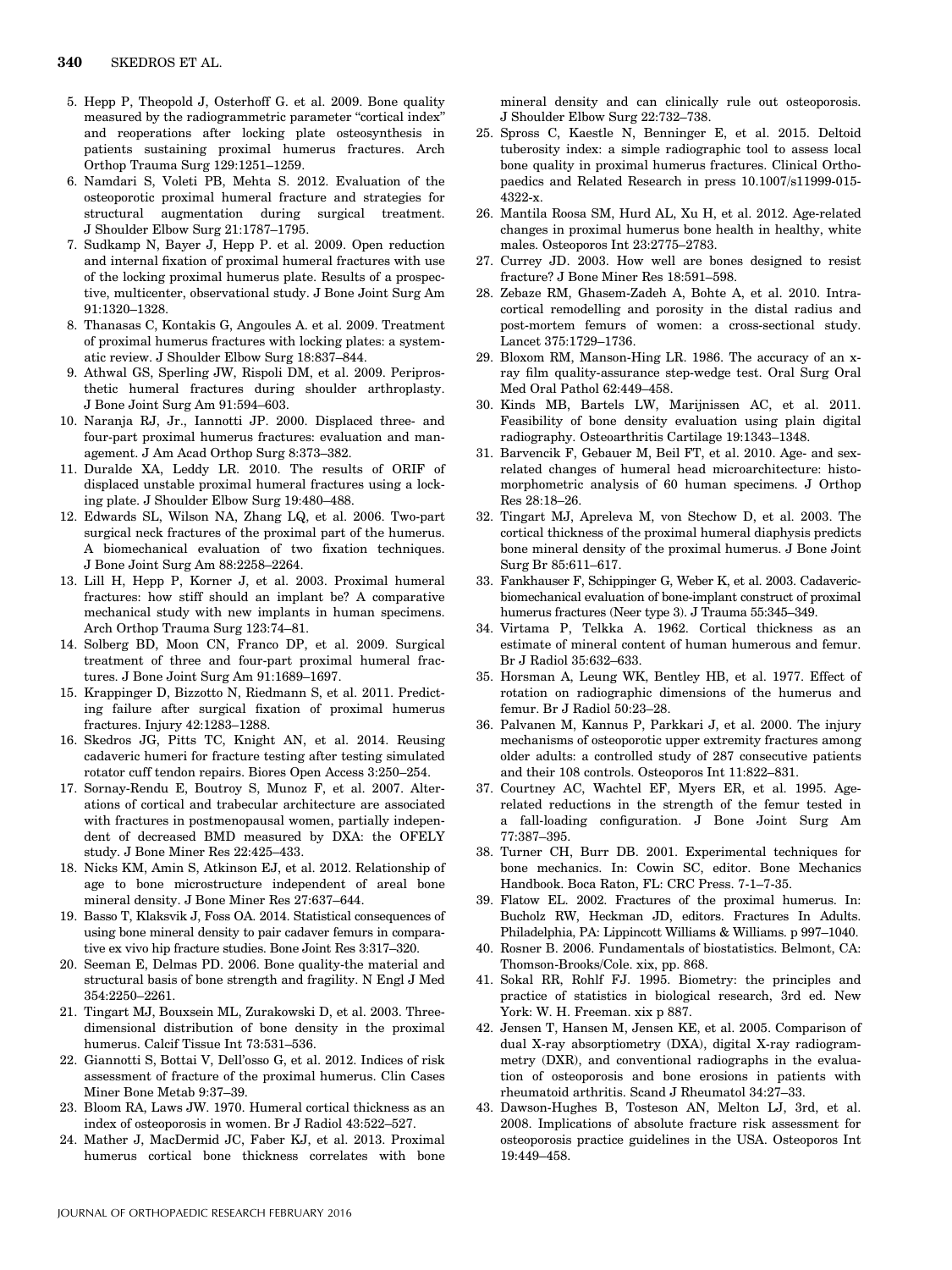5. Hepp P, Theopold J, Osterhoff G. et al. 2009. Bone quality measured by the radiogrammetric parameter "cortical index" and reoperations after locking plate osteosynthesis in patients sustaining proximal humerus fractures. Arch Orthop Trauma Surg 129:1251–1259.
6. Namdari S, Voleti PB, Mehta S. 2012. Evaluation of the osteoporotic proximal humeral fracture and strategies for structural augmentation during surgical treatment. J Shoulder Elbow Surg 21:1787–1795.
7. Sudkamp N, Bayer J, Hepp P. et al. 2009. Open reduction and internal fixation of proximal humeral fractures with use of the locking proximal humerus plate. Results of a prospective, multicenter, observational study. J Bone Joint Surg Am 91:1320–1328.
8. Thanasas C, Kontakis G, Angoules A. et al. 2009. Treatment of proximal humerus fractures with locking plates: a systematic review. J Shoulder Elbow Surg 18:837–844.
9. Athwal GS, Sperling JW, Rispoli DM, et al. 2009. Periprosthetic humeral fractures during shoulder arthroplasty. J Bone Joint Surg Am 91:594–603.
10. Naranja RJ, Jr., Iannotti JP. 2000. Displaced three- and four-part proximal humerus fractures: evaluation and management. J Am Acad Orthop Surg 8:373–382.
11. Duralde XA, Leddy LR. 2010. The results of ORIF of displaced unstable proximal humeral fractures using a locking plate. J Shoulder Elbow Surg 19:480–488.
12. Edwards SL, Wilson NA, Zhang LQ, et al. 2006. Two-part surgical neck fractures of the proximal part of the humerus. A biomechanical evaluation of two fixation techniques. J Bone Joint Surg Am 88:2258–2264.
13. Lill H, Hepp P, Korner J, et al. 2003. Proximal humeral fractures: how stiff should an implant be? A comparative mechanical study with new implants in human specimens. Arch Orthop Trauma Surg 123:74–81.
14. Solberg BD, Moon CN, Franco DP, et al. 2009. Surgical treatment of three and four-part proximal humeral fractures. J Bone Joint Surg Am 91:1689–1697.
15. Krappinger D, Bizzotto N, Riedmann S, et al. 2011. Predicting failure after surgical fixation of proximal humerus fractures. Injury 42:1283–1288.
16. Skedros JG, Pitts TC, Knight AN, et al. 2014. Reusing cadaveric humeri for fracture testing after testing simulated rotator cuff tendon repairs. Biores Open Access 3:250–254.
17. Sornay-Rendu E, Boutroy S, Munoz F, et al. 2007. Alterations of cortical and trabecular architecture are associated with fractures in postmenopausal women, partially independent of decreased BMD measured by DXA: the OFELY study. J Bone Miner Res 22:425–433.
18. Nicks KM, Amin S, Atkinson EJ, et al. 2012. Relationship of age to bone microstructure independent of areal bone mineral density. J Bone Miner Res 27:637–644.
19. Basso T, Klaksvik J, Foss OA. 2014. Statistical consequences of using bone mineral density to pair cadaver femurs in comparative ex vivo hip fracture studies. Bone Joint Res 3:317–320.
20. Seeman E, Delmas PD. 2006. Bone quality-the material and structural basis of bone strength and fragility. N Engl J Med 354:2250–2261.
21. Tingart MJ, Bouxsein ML, Zurakowski D, et al. 2003. Three-dimensional distribution of bone density in the proximal humerus. Calcif Tissue Int 73:531–536.
22. Giannotti S, Bottai V, Dell'osso G, et al. 2012. Indices of risk assessment of fracture of the proximal humerus. Clin Cases Miner Bone Metab 9:37–39.
23. Bloom RA, Laws JW. 1970. Humeral cortical thickness as an index of osteoporosis in women. Br J Radiol 43:522–527.
24. Mather J, MacDermid JC, Faber KJ, et al. 2013. Proximal humerus cortical bone thickness correlates with bone mineral density and can clinically rule out osteoporosis. J Shoulder Elbow Surg 22:732–738.
25. Spross C, Kaestle N, Benninger E, et al. 2015. Deltoid tuberosity index: a simple radiographic tool to assess local bone quality in proximal humerus fractures. Clinical Orthopaedics and Related Research in press 10.1007/s11999-015-4322-x.
26. Mantila Roosa SM, Hurd AL, Xu H, et al. 2012. Age-related changes in proximal humerus bone health in healthy, white males. Osteoporos Int 23:2775–2783.
27. Currey JD. 2003. How well are bones designed to resist fracture? J Bone Miner Res 18:591–598.
28. Zebaze RM, Ghasem-Zadeh A, Bohte A, et al. 2010. Intracortical remodelling and porosity in the distal radius and post-mortem femurs of women: a cross-sectional study. Lancet 375:1729–1736.
29. Bloxom RM, Manson-Hing LR. 1986. The accuracy of an x-ray film quality-assurance step-wedge test. Oral Surg Oral Med Oral Pathol 62:449–458.
30. Kinds MB, Bartels LW, Marijnissen AC, et al. 2011. Feasibility of bone density evaluation using plain digital radiography. Osteoarthritis Cartilage 19:1343–1348.
31. Barvencik F, Gebauer M, Beil FT, et al. 2010. Age- and sex-related changes of humeral head microarchitecture: histomorphometric analysis of 60 human specimens. J Orthop Res 28:18–26.
32. Tingart MJ, Apreleva M, von Stechow D, et al. 2003. The cortical thickness of the proximal humeral diaphysis predicts bone mineral density of the proximal humerus. J Bone Joint Surg Br 85:611–617.
33. Fankhauser F, Schippinger G, Weber K, et al. 2003. Cadaveric-biomechanical evaluation of bone-implant construct of proximal humerus fractures (Neer type 3). J Trauma 55:345–349.
34. Virtama P, Telkka A. 1962. Cortical thickness as an estimate of mineral content of human humerous and femur. Br J Radiol 35:632–633.
35. Horsman A, Leung WK, Bentley HB, et al. 1977. Effect of rotation on radiographic dimensions of the humerus and femur. Br J Radiol 50:23–28.
36. Palvanen M, Kannus P, Parkkari J, et al. 2000. The injury mechanisms of osteoporotic upper extremity fractures among older adults: a controlled study of 287 consecutive patients and their 108 controls. Osteoporos Int 11:822–831.
37. Courtney AC, Wachtel EF, Myers ER, et al. 1995. Age-related reductions in the strength of the femur tested in a fall-loading configuration. J Bone Joint Surg Am 77:387–395.
38. Turner CH, Burr DB. 2001. Experimental techniques for bone mechanics. In: Cowin SC, editor. Bone Mechanics Handbook. Boca Raton, FL: CRC Press. 7-1–7-35.
39. Flatow EL. 2002. Fractures of the proximal humerus. In: Bucholz RW, Heckman JD, editors. Fractures In Adults. Philadelphia, PA: Lippincott Williams & Williams. p 997–1040.
40. Rosner B. 2006. Fundamentals of biostatistics. Belmont, CA: Thomson-Brooks/Cole. xix, pp. 868.
41. Sokal RR, Rohlf FJ. 1995. Biometry: the principles and practice of statistics in biological research, 3rd ed. New York: W. H. Freeman. xix p 887.
42. Jensen T, Hansen M, Jensen KE, et al. 2005. Comparison of dual X-ray absorptiometry (DXA), digital X-ray radiogrammetry (DXR), and conventional radiographs in the evaluation of osteoporosis and bone erosions in patients with rheumatoid arthritis. Scand J Rheumatol 34:27–33.
43. Dawson-Hughes B, Tosteson AN, Melton LJ, 3rd, et al. 2008. Implications of absolute fracture risk assessment for osteoporosis practice guidelines in the USA. Osteoporos Int 19:449–458.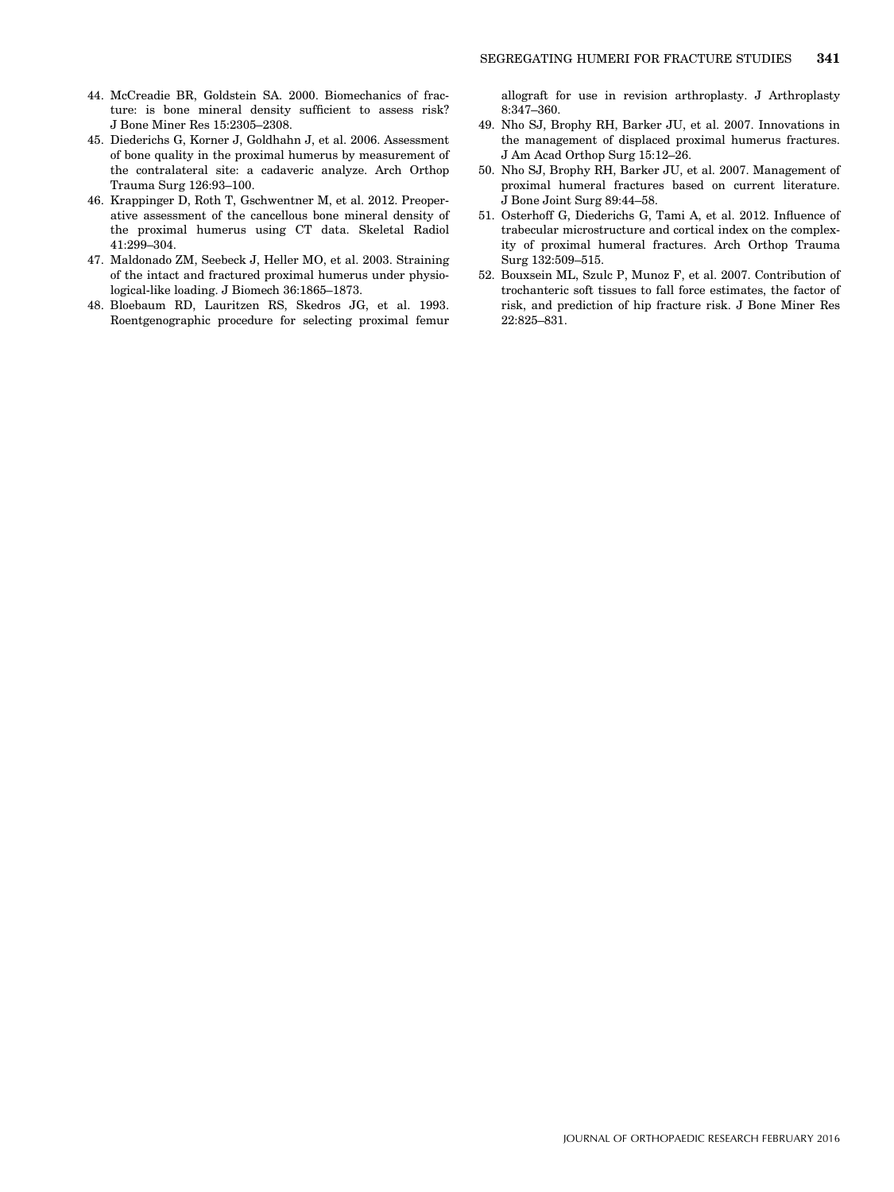44. McCreadie BR, Goldstein SA. 2000. Biomechanics of fracture: is bone mineral density sufficient to assess risk? J Bone Miner Res 15:2305–2308.
45. Diederichs G, Korner J, Goldhahn J, et al. 2006. Assessment of bone quality in the proximal humerus by measurement of the contralateral site: a cadaveric analyze. Arch Orthop Trauma Surg 126:93–100.
46. Krappinger D, Roth T, Gschwentner M, et al. 2012. Preoperative assessment of the cancellous bone mineral density of the proximal humerus using CT data. Skeletal Radiol 41:299–304.
47. Maldonado ZM, Seebeck J, Heller MO, et al. 2003. Straining of the intact and fractured proximal humerus under physiological-like loading. J Biomech 36:1865–1873.
48. Bloebaum RD, Lauritzen RS, Skedros JG, et al. 1993. Roentgenographic procedure for selecting proximal femur allograft for use in revision arthroplasty. J Arthroplasty 8:347–360.
49. Nho SJ, Brophy RH, Barker JU, et al. 2007. Innovations in the management of displaced proximal humerus fractures. J Am Acad Orthop Surg 15:12–26.
50. Nho SJ, Brophy RH, Barker JU, et al. 2007. Management of proximal humeral fractures based on current literature. J Bone Joint Surg 89:44–58.
51. Osterhoff G, Diederichs G, Tami A, et al. 2012. Influence of trabecular microstructure and cortical index on the complexity of proximal humeral fractures. Arch Orthop Trauma Surg 132:509–515.
52. Bouxsein ML, Szulc P, Munoz F, et al. 2007. Contribution of trochanteric soft tissues to fall force estimates, the factor of risk, and prediction of hip fracture risk. J Bone Miner Res 22:825–831.